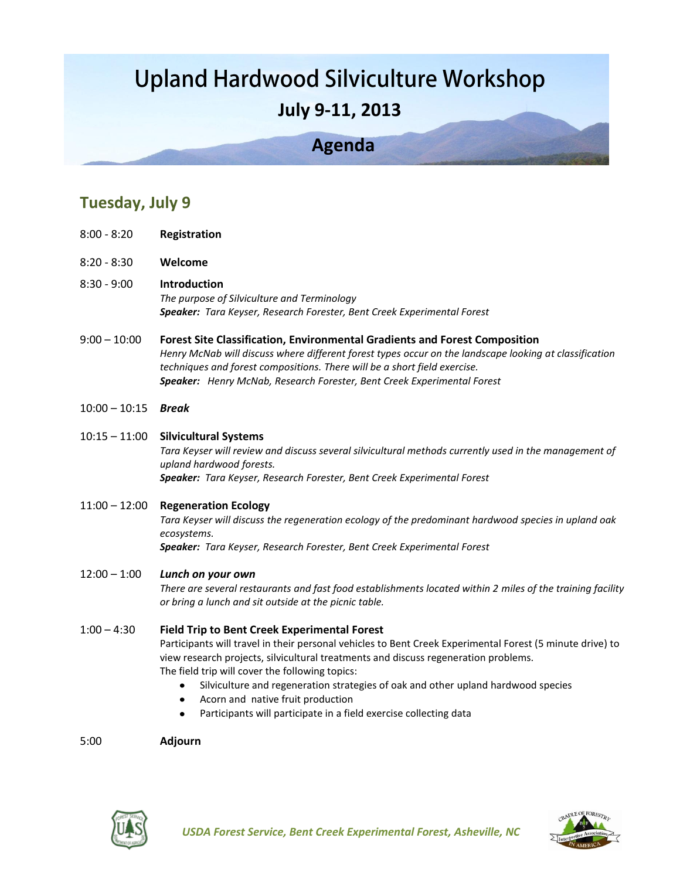# Upland Hardwood Silviculture Workshop

## July 9-11, 2013

## Agenda

## Tuesday, July 9

8:00 - 8:20 **Registration**

8:20 - 8:30 **Welcome**

8:30 - 9:00 **Introduction**
*The purpose of Silviculture and Terminology*
***Speaker:*** *Tara Keyser, Research Forester, Bent Creek Experimental Forest*

9:00 – 10:00 **Forest Site Classification, Environmental Gradients and Forest Composition**
*Henry McNab will discuss where different forest types occur on the landscape looking at classification techniques and forest compositions. There will be a short field exercise.*
***Speaker:*** *Henry McNab, Research Forester, Bent Creek Experimental Forest*

10:00 – 10:15 ***Break***

10:15 – 11:00 **Silvicultural Systems**
*Tara Keyser will review and discuss several silvicultural methods currently used in the management of upland hardwood forests.*
***Speaker:*** *Tara Keyser, Research Forester, Bent Creek Experimental Forest*

11:00 – 12:00 **Regeneration Ecology**
*Tara Keyser will discuss the regeneration ecology of the predominant hardwood species in upland oak ecosystems.*
***Speaker:*** *Tara Keyser, Research Forester, Bent Creek Experimental Forest*

12:00 – 1:00 ***Lunch on your own***
*There are several restaurants and fast food establishments located within 2 miles of the training facility or bring a lunch and sit outside at the picnic table.*

1:00 – 4:30 **Field Trip to Bent Creek Experimental Forest**
Participants will travel in their personal vehicles to Bent Creek Experimental Forest (5 minute drive) to view research projects, silvicultural treatments and discuss regeneration problems.
The field trip will cover the following topics:

- Silviculture and regeneration strategies of oak and other upland hardwood species
- Acorn and native fruit production
- Participants will participate in a field exercise collecting data

5:00 **Adjourn**

*USDA Forest Service, Bent Creek Experimental Forest, Asheville, NC*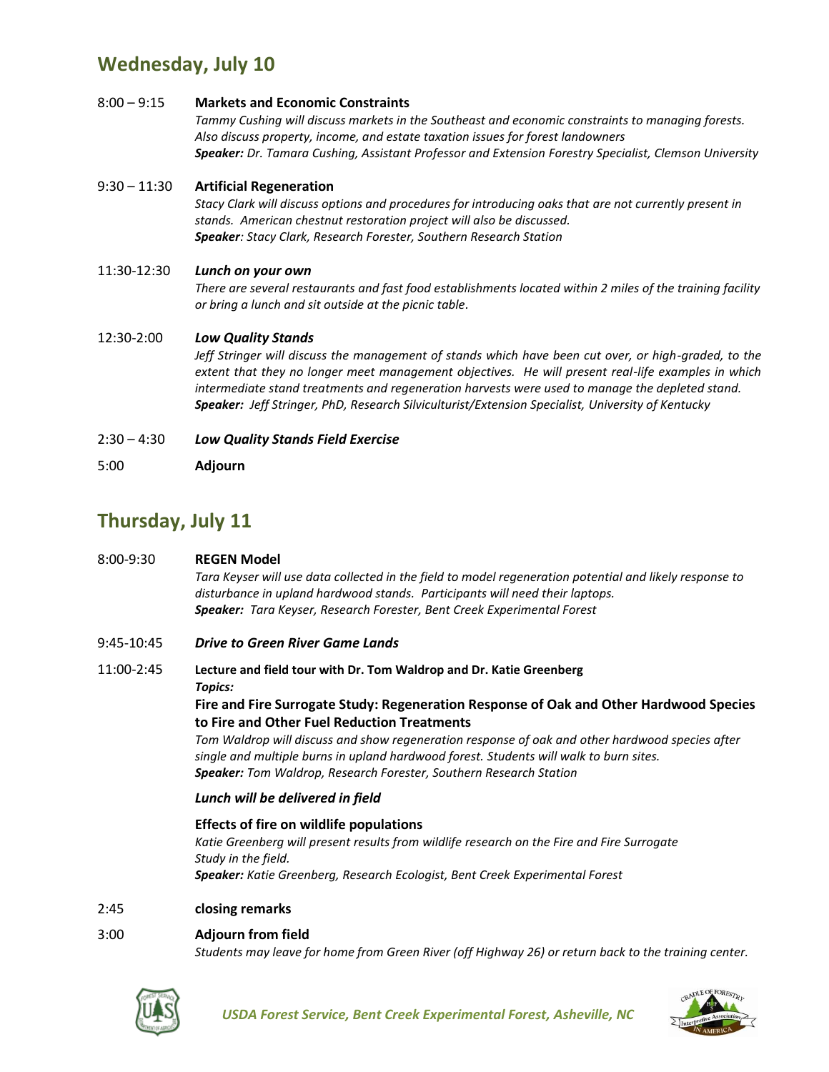## Wednesday, July 10

8:00 – 9:15 **Markets and Economic Constraints**

*Tammy Cushing will discuss markets in the Southeast and economic constraints to managing forests. Also discuss property, income, and estate taxation issues for forest landowners*

***Speaker:** Dr. Tamara Cushing, Assistant Professor and Extension Forestry Specialist, Clemson University*

9:30 – 11:30 **Artificial Regeneration**

*Stacy Clark will discuss options and procedures for introducing oaks that are not currently present in stands. American chestnut restoration project will also be discussed.*

***Speaker**: Stacy Clark, Research Forester, Southern Research Station*

11:30-12:30 ***Lunch on your own***

*There are several restaurants and fast food establishments located within 2 miles of the training facility or bring a lunch and sit outside at the picnic table.*

12:30-2:00 ***Low Quality Stands***

*Jeff Stringer will discuss the management of stands which have been cut over, or high-graded, to the extent that they no longer meet management objectives. He will present real-life examples in which intermediate stand treatments and regeneration harvests were used to manage the depleted stand.*

***Speaker:** Jeff Stringer, PhD, Research Silviculturist/Extension Specialist, University of Kentucky*

2:30 – 4:30 ***Low Quality Stands Field Exercise***

5:00 **Adjourn**

## Thursday, July 11

8:00-9:30 **REGEN Model**

*Tara Keyser will use data collected in the field to model regeneration potential and likely response to disturbance in upland hardwood stands. Participants will need their laptops.*

***Speaker:** Tara Keyser, Research Forester, Bent Creek Experimental Forest*

9:45-10:45 ***Drive to Green River Game Lands***

11:00-2:45 **Lecture and field tour with Dr. Tom Waldrop and Dr. Katie Greenberg**

***Topics:***

**Fire and Fire Surrogate Study: Regeneration Response of Oak and Other Hardwood Species to Fire and Other Fuel Reduction Treatments**

*Tom Waldrop will discuss and show regeneration response of oak and other hardwood species after single and multiple burns in upland hardwood forest. Students will walk to burn sites.*

***Speaker:** Tom Waldrop, Research Forester, Southern Research Station*

***Lunch will be delivered in field***

**Effects of fire on wildlife populations**

*Katie Greenberg will present results from wildlife research on the Fire and Fire Surrogate Study in the field.*

***Speaker:** Katie Greenberg, Research Ecologist, Bent Creek Experimental Forest*

2:45 **closing remarks**

3:00 **Adjourn from field**

*Students may leave for home from Green River (off Highway 26) or return back to the training center.*

*USDA Forest Service, Bent Creek Experimental Forest, Asheville, NC*